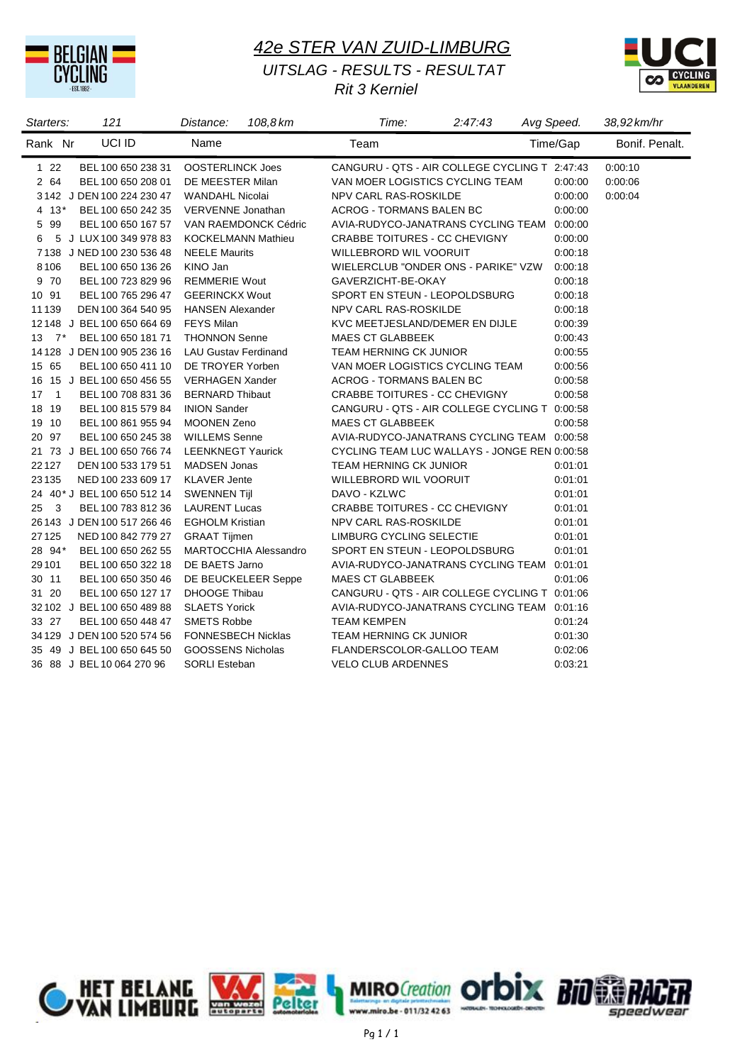# 42e STER VAN ZUID-LIMBURG

## UITSLAG - RESULTS - RESULTAT

### Rit 3 Kerniel

Starters: 121 | Distance: 108,8 km | Time: 2:47:43 | Avg Speed. 38,92 km/hr

| Rank | Nr | | UCI ID | Name | Team | Time/Gap | Bonif. | Penalt. |
|---|---|---|---|---|---|---|---|---|
| 1 | 22 | | BEL 100 650 238 31 | OOSTERLINCK Joes | CANGURU - QTS - AIR COLLEGE CYCLING T | 2:47:43 | 0:00:10 | |
| 2 | 64 | | BEL 100 650 208 01 | DE MEESTER Milan | VAN MOER LOGISTICS CYCLING TEAM | 0:00:00 | 0:00:06 | |
| 3 | 142 | J | DEN 100 224 230 47 | WANDAHL Nicolai | NPV CARL RAS-ROSKILDE | 0:00:00 | 0:00:04 | |
| 4 | 13* | | BEL 100 650 242 35 | VERVENNE Jonathan | ACROG - TORMANS BALEN BC | 0:00:00 | | |
| 5 | 99 | | BEL 100 650 167 57 | VAN RAEMDONCK Cédric | AVIA-RUDYCO-JANATRANS CYCLING TEAM | 0:00:00 | | |
| 6 | 5 | J | LUX 100 349 978 83 | KOCKELMANN Mathieu | CRABBE TOITURES - CC CHEVIGNY | 0:00:00 | | |
| 7 | 138 | J | NED 100 230 536 48 | NEELE Maurits | WILLEBRORD WIL VOORUIT | 0:00:18 | | |
| 8 | 106 | | BEL 100 650 136 26 | KINO Jan | WIELERCLUB "ONDER ONS - PARIKE" VZW | 0:00:18 | | |
| 9 | 70 | | BEL 100 723 829 96 | REMMERIE Wout | GAVERZICHT-BE-OKAY | 0:00:18 | | |
| 10 | 91 | | BEL 100 765 296 47 | GEERINCKX Wout | SPORT EN STEUN - LEOPOLDSBURG | 0:00:18 | | |
| 11 | 139 | | DEN 100 364 540 95 | HANSEN Alexander | NPV CARL RAS-ROSKILDE | 0:00:18 | | |
| 12 | 148 | J | BEL 100 650 664 69 | FEYS Milan | KVC MEETJESLAND/DEMER EN DIJLE | 0:00:39 | | |
| 13 | 7* | | BEL 100 650 181 71 | THONNON Senne | MAES CT GLABBEEK | 0:00:43 | | |
| 14 | 128 | J | DEN 100 905 236 16 | LAU Gustav Ferdinand | TEAM HERNING CK JUNIOR | 0:00:55 | | |
| 15 | 65 | | BEL 100 650 411 10 | DE TROYER Yorben | VAN MOER LOGISTICS CYCLING TEAM | 0:00:56 | | |
| 16 | 15 | J | BEL 100 650 456 55 | VERHAGEN Xander | ACROG - TORMANS BALEN BC | 0:00:58 | | |
| 17 | 1 | | BEL 100 708 831 36 | BERNARD Thibaut | CRABBE TOITURES - CC CHEVIGNY | 0:00:58 | | |
| 18 | 19 | | BEL 100 815 579 84 | INION Sander | CANGURU - QTS - AIR COLLEGE CYCLING T | 0:00:58 | | |
| 19 | 10 | | BEL 100 861 955 94 | MOONEN Zeno | MAES CT GLABBEEK | 0:00:58 | | |
| 20 | 97 | | BEL 100 650 245 38 | WILLEMS Senne | AVIA-RUDYCO-JANATRANS CYCLING TEAM | 0:00:58 | | |
| 21 | 73 | J | BEL 100 650 766 74 | LEENKNEGT Yaurick | CYCLING TEAM LUC WALLAYS - JONGE REN | 0:00:58 | | |
| 22 | 127 | | DEN 100 533 179 51 | MADSEN Jonas | TEAM HERNING CK JUNIOR | 0:01:01 | | |
| 23 | 135 | | NED 100 233 609 17 | KLAVER Jente | WILLEBRORD WIL VOORUIT | 0:01:01 | | |
| 24 | 40* | J | BEL 100 650 512 14 | SWENNEN Tijl | DAVO - KZLWC | 0:01:01 | | |
| 25 | 3 | | BEL 100 783 812 36 | LAURENT Lucas | CRABBE TOITURES - CC CHEVIGNY | 0:01:01 | | |
| 26 | 143 | J | DEN 100 517 266 46 | EGHOLM Kristian | NPV CARL RAS-ROSKILDE | 0:01:01 | | |
| 27 | 125 | | NED 100 842 779 27 | GRAAT Tijmen | LIMBURG CYCLING SELECTIE | 0:01:01 | | |
| 28 | 94* | | BEL 100 650 262 55 | MARTOCCHIA Alessandro | SPORT EN STEUN - LEOPOLDSBURG | 0:01:01 | | |
| 29 | 101 | | BEL 100 650 322 18 | DE BAETS Jarno | AVIA-RUDYCO-JANATRANS CYCLING TEAM | 0:01:01 | | |
| 30 | 11 | | BEL 100 650 350 46 | DE BEUCKELEER Seppe | MAES CT GLABBEEK | 0:01:06 | | |
| 31 | 20 | | BEL 100 650 127 17 | DHOOGE Thibau | CANGURU - QTS - AIR COLLEGE CYCLING T | 0:01:06 | | |
| 32 | 102 | J | BEL 100 650 489 88 | SLAETS Yorick | AVIA-RUDYCO-JANATRANS CYCLING TEAM | 0:01:16 | | |
| 33 | 27 | | BEL 100 650 448 47 | SMETS Robbe | TEAM KEMPEN | 0:01:24 | | |
| 34 | 129 | J | DEN 100 520 574 56 | FONNESBECH Nicklas | TEAM HERNING CK JUNIOR | 0:01:30 | | |
| 35 | 49 | J | BEL 100 650 645 50 | GOOSSENS Nicholas | FLANDERSCOLOR-GALLOO TEAM | 0:02:06 | | |
| 36 | 88 | J | BEL 10 064 270 96 | SORLI Esteban | VELO CLUB ARDENNES | 0:03:21 | | |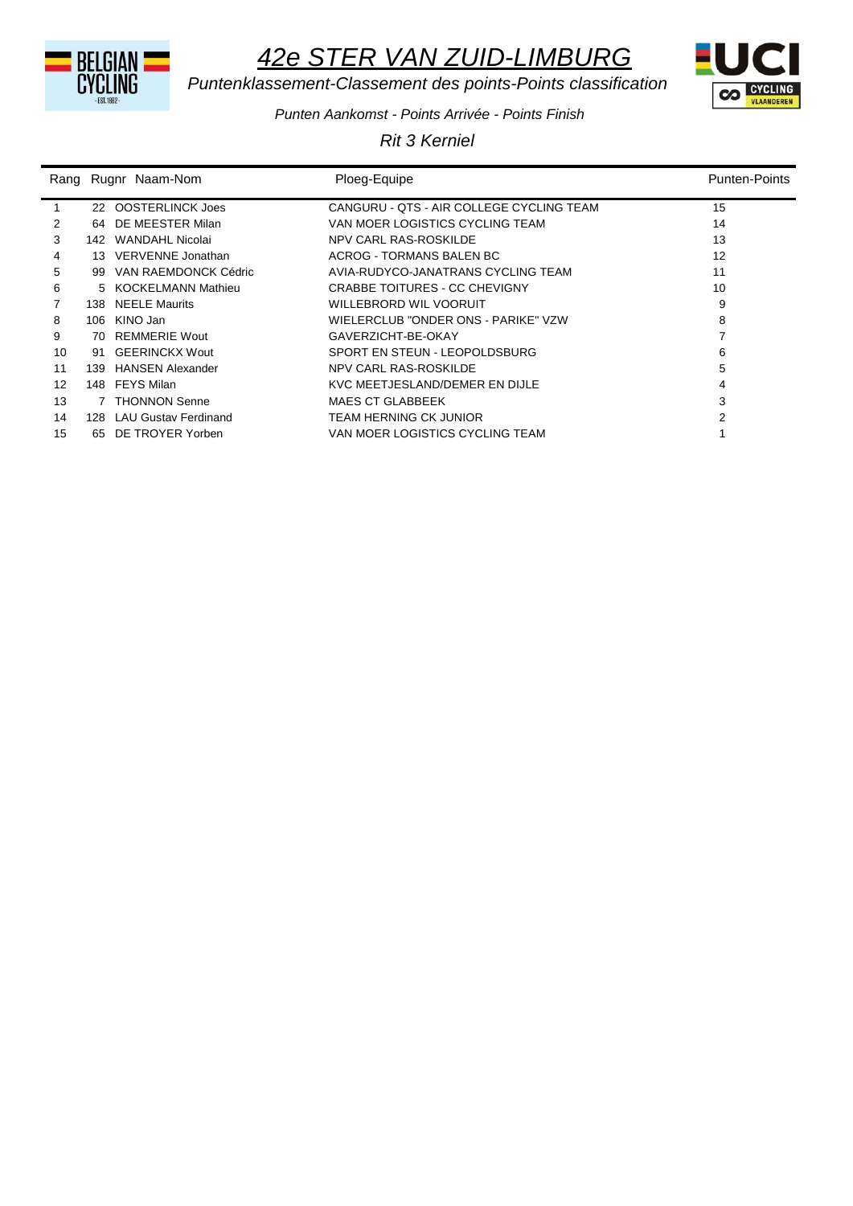# *42e STER VAN ZUID-LIMBURG*

*Puntenklassement-Classement des points-Points classification*

*Punten Aankomst - Points Arrivée - Points Finish*

*Rit 3 Kerniel*

| Rang | Rugnr | Naam-Nom | Ploeg-Equipe | Punten-Points |
|---|---|---|---|---|
| 1 | 22 | OOSTERLINCK Joes | CANGURU - QTS - AIR COLLEGE CYCLING TEAM | 15 |
| 2 | 64 | DE MEESTER Milan | VAN MOER LOGISTICS CYCLING TEAM | 14 |
| 3 | 142 | WANDAHL Nicolai | NPV CARL RAS-ROSKILDE | 13 |
| 4 | 13 | VERVENNE Jonathan | ACROG - TORMANS BALEN BC | 12 |
| 5 | 99 | VAN RAEMDONCK Cédric | AVIA-RUDYCO-JANATRANS CYCLING TEAM | 11 |
| 6 | 5 | KOCKELMANN Mathieu | CRABBE TOITURES - CC CHEVIGNY | 10 |
| 7 | 138 | NEELE Maurits | WILLEBRORD WIL VOORUIT | 9 |
| 8 | 106 | KINO Jan | WIELERCLUB "ONDER ONS - PARIKE" VZW | 8 |
| 9 | 70 | REMMERIE Wout | GAVERZICHT-BE-OKAY | 7 |
| 10 | 91 | GEERINCKX Wout | SPORT EN STEUN - LEOPOLDSBURG | 6 |
| 11 | 139 | HANSEN Alexander | NPV CARL RAS-ROSKILDE | 5 |
| 12 | 148 | FEYS Milan | KVC MEETJESLAND/DEMER EN DIJLE | 4 |
| 13 | 7 | THONNON Senne | MAES CT GLABBEEK | 3 |
| 14 | 128 | LAU Gustav Ferdinand | TEAM HERNING CK JUNIOR | 2 |
| 15 | 65 | DE TROYER Yorben | VAN MOER LOGISTICS CYCLING TEAM | 1 |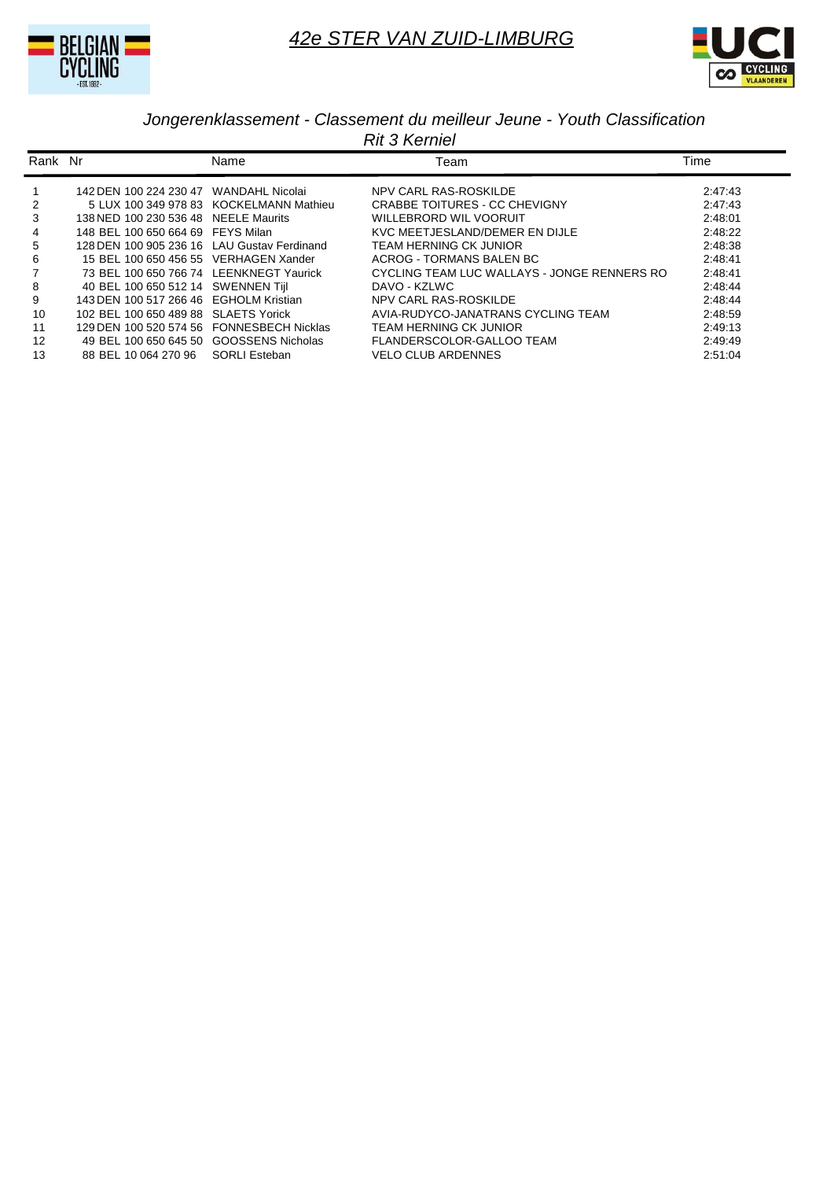# *42e STER VAN ZUID-LIMBURG*

## *Jongerenklassement - Classement du meilleur Jeune - Youth Classification*

### *Rit 3 Kerniel*

| Rank | Nr | Name | Team | Time |
|---|---|---|---|---|
| 1 | 142 DEN 100 224 230 47 | WANDAHL Nicolai | NPV CARL RAS-ROSKILDE | 2:47:43 |
| 2 | 5 LUX 100 349 978 83 | KOCKELMANN Mathieu | CRABBE TOITURES - CC CHEVIGNY | 2:47:43 |
| 3 | 138 NED 100 230 536 48 | NEELE Maurits | WILLEBRORD WIL VOORUIT | 2:48:01 |
| 4 | 148 BEL 100 650 664 69 | FEYS Milan | KVC MEETJESLAND/DEMER EN DIJLE | 2:48:22 |
| 5 | 128 DEN 100 905 236 16 | LAU Gustav Ferdinand | TEAM HERNING CK JUNIOR | 2:48:38 |
| 6 | 15 BEL 100 650 456 55 | VERHAGEN Xander | ACROG - TORMANS BALEN BC | 2:48:41 |
| 7 | 73 BEL 100 650 766 74 | LEENKNEGT Yaurick | CYCLING TEAM LUC WALLAYS - JONGE RENNERS RO | 2:48:41 |
| 8 | 40 BEL 100 650 512 14 | SWENNEN Tijl | DAVO - KZLWC | 2:48:44 |
| 9 | 143 DEN 100 517 266 46 | EGHOLM Kristian | NPV CARL RAS-ROSKILDE | 2:48:44 |
| 10 | 102 BEL 100 650 489 88 | SLAETS Yorick | AVIA-RUDYCO-JANATRANS CYCLING TEAM | 2:48:59 |
| 11 | 129 DEN 100 520 574 56 | FONNESBECH Nicklas | TEAM HERNING CK JUNIOR | 2:49:13 |
| 12 | 49 BEL 100 650 645 50 | GOOSSENS Nicholas | FLANDERSCOLOR-GALLOO TEAM | 2:49:49 |
| 13 | 88 BEL 10 064 270 96 | SORLI Esteban | VELO CLUB ARDENNES | 2:51:04 |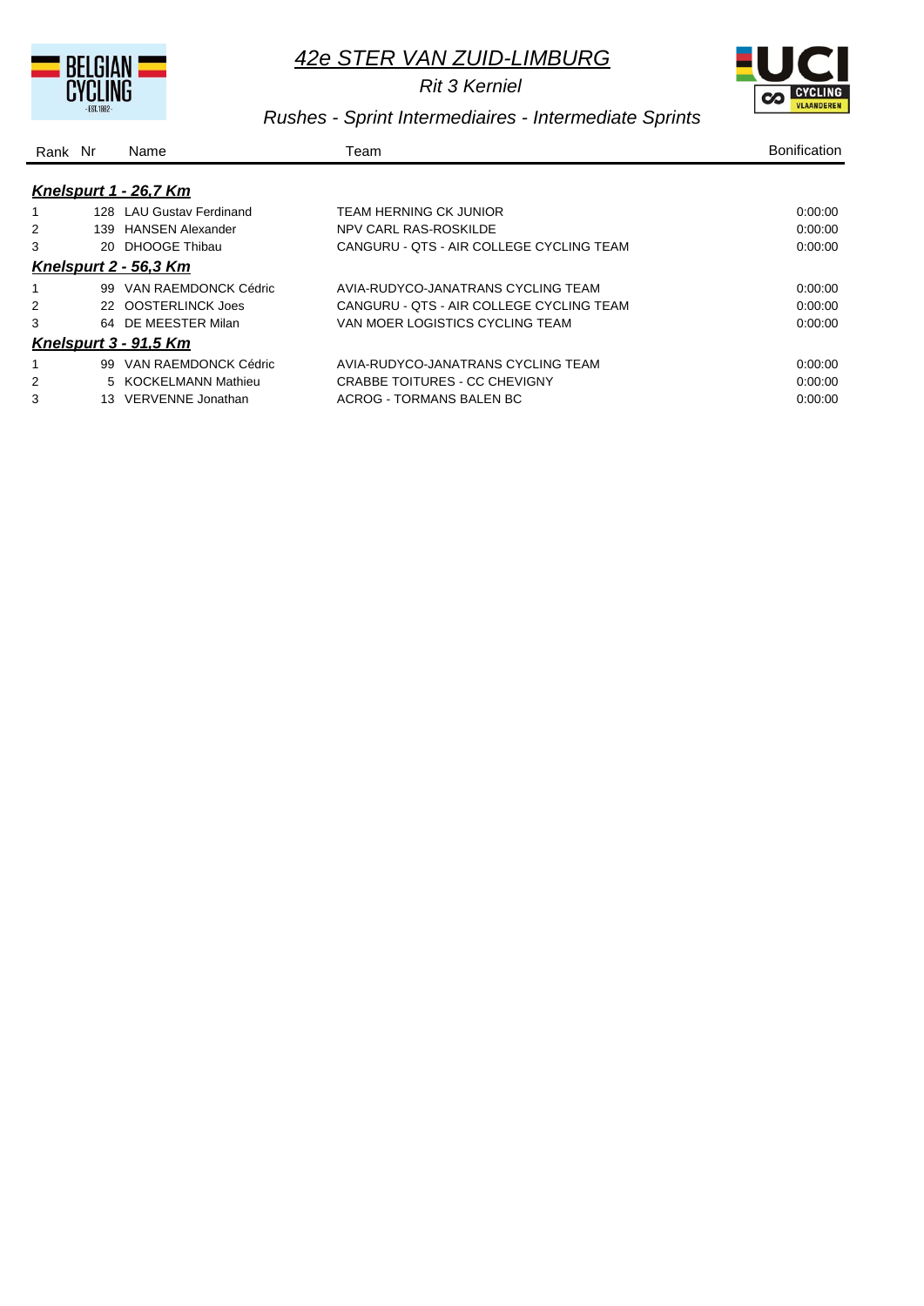# *42e STER VAN ZUID-LIMBURG*

*Rit 3 Kerniel*

*Rushes - Sprint Intermediaires - Intermediate Sprints*

| Rank | Nr | Name | Team | Bonification |
|---|---|---|---|---|
| ***Knelspurt 1 - 26,7 Km*** | | | | |
| 1 | 128 | LAU Gustav Ferdinand | TEAM HERNING CK JUNIOR | 0:00:00 |
| 2 | 139 | HANSEN Alexander | NPV CARL RAS-ROSKILDE | 0:00:00 |
| 3 | 20 | DHOOGE Thibau | CANGURU - QTS - AIR COLLEGE CYCLING TEAM | 0:00:00 |
| ***Knelspurt 2 - 56,3 Km*** | | | | |
| 1 | 99 | VAN RAEMDONCK Cédric | AVIA-RUDYCO-JANATRANS CYCLING TEAM | 0:00:00 |
| 2 | 22 | OOSTERLINCK Joes | CANGURU - QTS - AIR COLLEGE CYCLING TEAM | 0:00:00 |
| 3 | 64 | DE MEESTER Milan | VAN MOER LOGISTICS CYCLING TEAM | 0:00:00 |
| ***Knelspurt 3 - 91,5 Km*** | | | | |
| 1 | 99 | VAN RAEMDONCK Cédric | AVIA-RUDYCO-JANATRANS CYCLING TEAM | 0:00:00 |
| 2 | 5 | KOCKELMANN Mathieu | CRABBE TOITURES - CC CHEVIGNY | 0:00:00 |
| 3 | 13 | VERVENNE Jonathan | ACROG - TORMANS BALEN BC | 0:00:00 |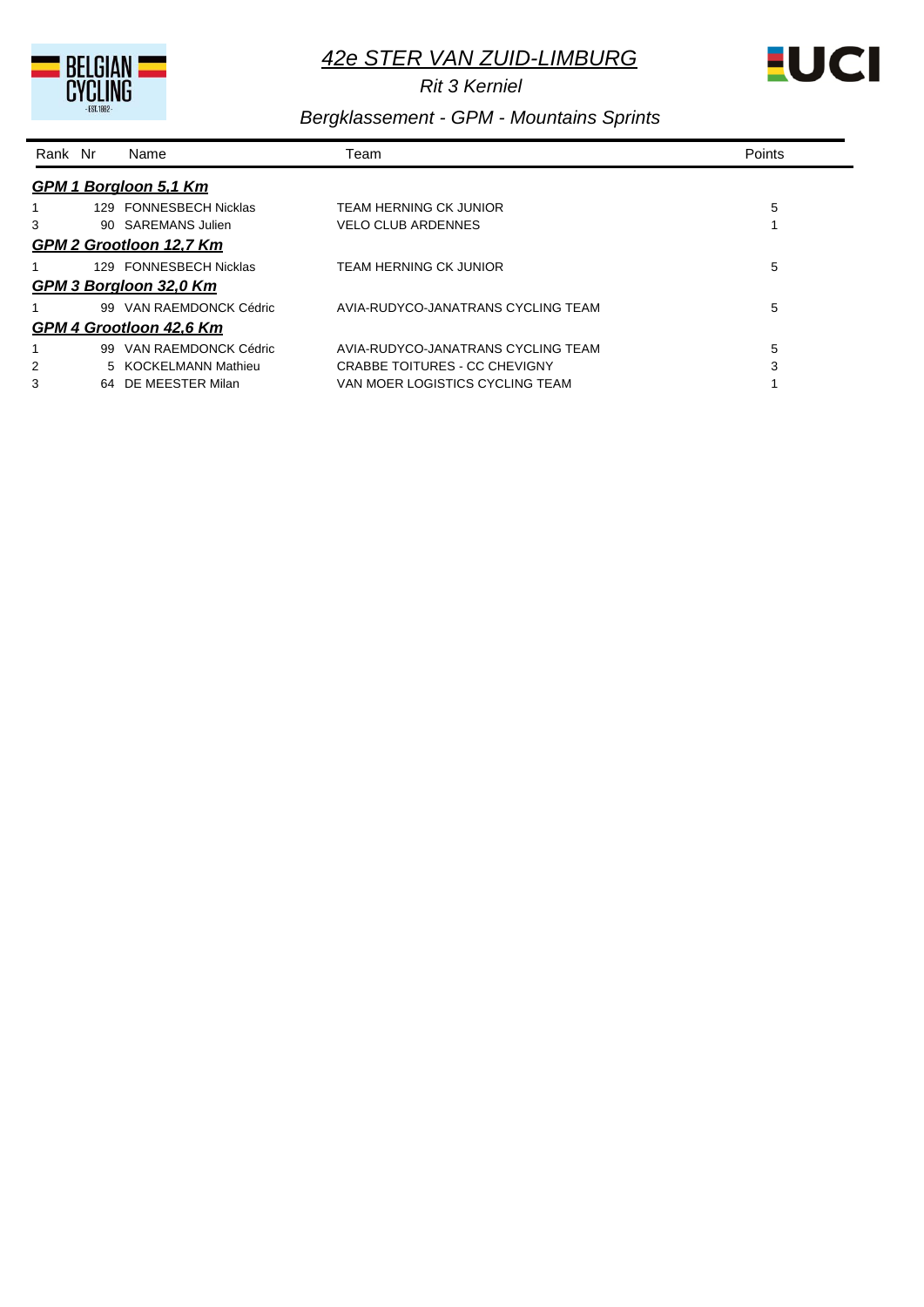# *42e STER VAN ZUID-LIMBURG*

*Rit 3 Kerniel*

*Bergklassement - GPM - Mountains Sprints*

| Rank | Nr | Name | Team | Points |
|---|---|---|---|---|
| ***GPM 1 Borgloon 5,1 Km*** | | | | |
| 1 | 129 | FONNESBECH Nicklas | TEAM HERNING CK JUNIOR | 5 |
| 3 | 90 | SAREMANS Julien | VELO CLUB ARDENNES | 1 |
| ***GPM 2 Grootloon 12,7 Km*** | | | | |
| 1 | 129 | FONNESBECH Nicklas | TEAM HERNING CK JUNIOR | 5 |
| ***GPM 3 Borgloon 32,0 Km*** | | | | |
| 1 | 99 | VAN RAEMDONCK Cédric | AVIA-RUDYCO-JANATRANS CYCLING TEAM | 5 |
| ***GPM 4 Grootloon 42,6 Km*** | | | | |
| 1 | 99 | VAN RAEMDONCK Cédric | AVIA-RUDYCO-JANATRANS CYCLING TEAM | 5 |
| 2 | 5 | KOCKELMANN Mathieu | CRABBE TOITURES - CC CHEVIGNY | 3 |
| 3 | 64 | DE MEESTER Milan | VAN MOER LOGISTICS CYCLING TEAM | 1 |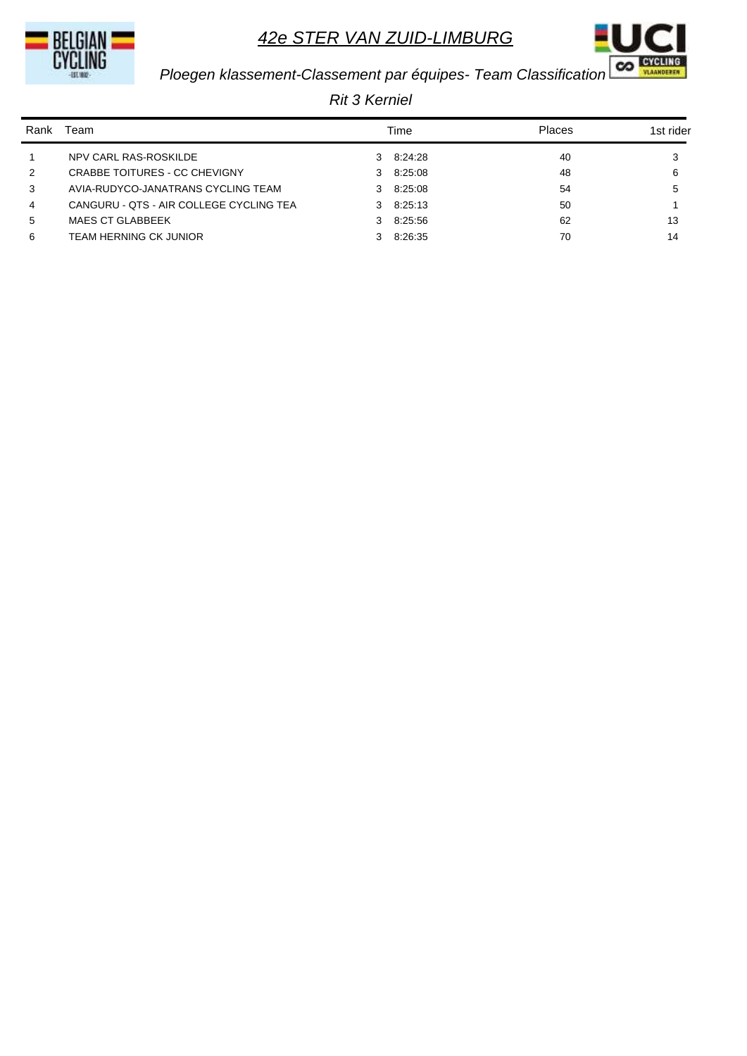# *42e STER VAN ZUID-LIMBURG*

*Ploegen klassement-Classement par équipes- Team Classification*

*Rit 3 Kerniel*

| Rank | Team | Time | | Places | 1st rider |
|---|---|---|---|---|---|
| 1 | NPV CARL RAS-ROSKILDE | 3 | 8:24:28 | 40 | 3 |
| 2 | CRABBE TOITURES - CC CHEVIGNY | 3 | 8:25:08 | 48 | 6 |
| 3 | AVIA-RUDYCO-JANATRANS CYCLING TEAM | 3 | 8:25:08 | 54 | 5 |
| 4 | CANGURU - QTS - AIR COLLEGE CYCLING TEA | 3 | 8:25:13 | 50 | 1 |
| 5 | MAES CT GLABBEEK | 3 | 8:25:56 | 62 | 13 |
| 6 | TEAM HERNING CK JUNIOR | 3 | 8:26:35 | 70 | 14 |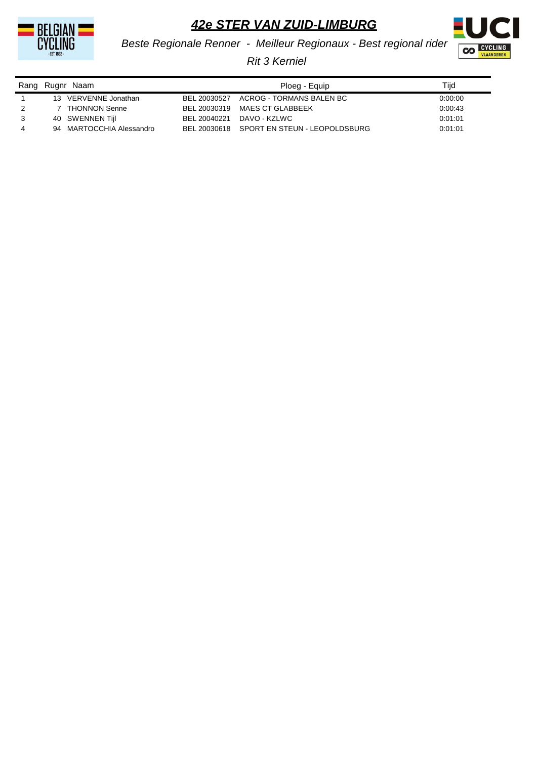# *42e STER VAN ZUID-LIMBURG*

*Beste Regionale Renner - Meilleur Regionaux - Best regional rider*

*Rit 3 Kerniel*

| Rang | Rugnr | Naam | | Ploeg - Equip | Tijd |
|---|---|---|---|---|---|
| 1 | 13 | VERVENNE Jonathan | BEL 20030527 | ACROG - TORMANS BALEN BC | 0:00:00 |
| 2 | 7 | THONNON Senne | BEL 20030319 | MAES CT GLABBEEK | 0:00:43 |
| 3 | 40 | SWENNEN Tijl | BEL 20040221 | DAVO - KZLWC | 0:01:01 |
| 4 | 94 | MARTOCCHIA Alessandro | BEL 20030618 | SPORT EN STEUN - LEOPOLDSBURG | 0:01:01 |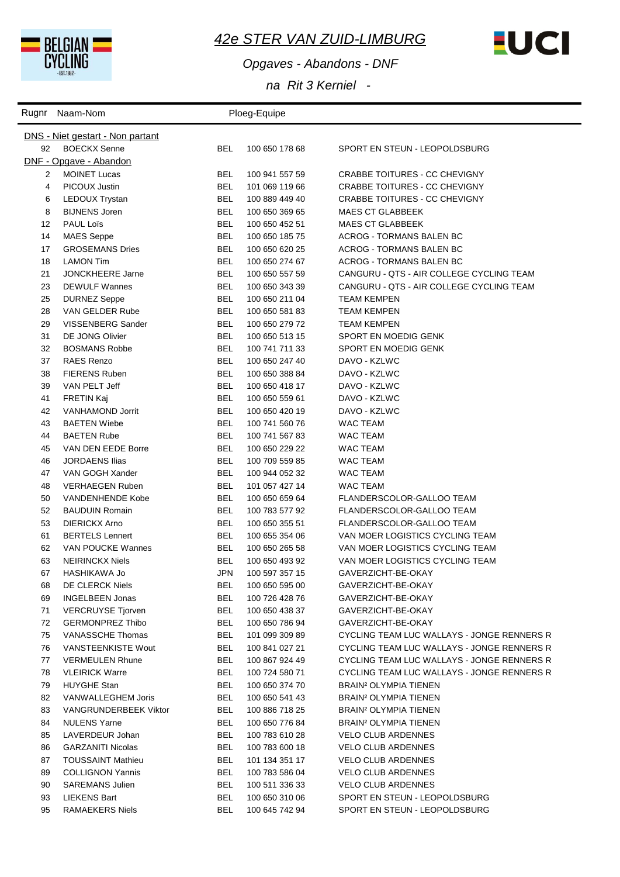# *42e STER VAN ZUID-LIMBURG*

*Opgaves - Abandons - DNF*

*na Rit 3 Kerniel -*

| Rugnr | Naam-Nom | | Ploeg-Equipe | |
|---|---|---|---|---|
| DNS - Niet gestart - Non partant | | | | |
| 92 | BOECKX Senne | BEL | 100 650 178 68 | SPORT EN STEUN - LEOPOLDSBURG |
| DNF - Opgave - Abandon | | | | |
| 2 | MOINET Lucas | BEL | 100 941 557 59 | CRABBE TOITURES - CC CHEVIGNY |
| 4 | PICOUX Justin | BEL | 101 069 119 66 | CRABBE TOITURES - CC CHEVIGNY |
| 6 | LEDOUX Trystan | BEL | 100 889 449 40 | CRABBE TOITURES - CC CHEVIGNY |
| 8 | BIJNENS Joren | BEL | 100 650 369 65 | MAES CT GLABBEEK |
| 12 | PAUL Loïs | BEL | 100 650 452 51 | MAES CT GLABBEEK |
| 14 | MAES Seppe | BEL | 100 650 185 75 | ACROG - TORMANS BALEN BC |
| 17 | GROSEMANS Dries | BEL | 100 650 620 25 | ACROG - TORMANS BALEN BC |
| 18 | LAMON Tim | BEL | 100 650 274 67 | ACROG - TORMANS BALEN BC |
| 21 | JONCKHEERE Jarne | BEL | 100 650 557 59 | CANGURU - QTS - AIR COLLEGE CYCLING TEAM |
| 23 | DEWULF Wannes | BEL | 100 650 343 39 | CANGURU - QTS - AIR COLLEGE CYCLING TEAM |
| 25 | DURNEZ Seppe | BEL | 100 650 211 04 | TEAM KEMPEN |
| 28 | VAN GELDER Rube | BEL | 100 650 581 83 | TEAM KEMPEN |
| 29 | VISSENBERG Sander | BEL | 100 650 279 72 | TEAM KEMPEN |
| 31 | DE JONG Olivier | BEL | 100 650 513 15 | SPORT EN MOEDIG GENK |
| 32 | BOSMANS Robbe | BEL | 100 741 711 33 | SPORT EN MOEDIG GENK |
| 37 | RAES Renzo | BEL | 100 650 247 40 | DAVO - KZLWC |
| 38 | FIERENS Ruben | BEL | 100 650 388 84 | DAVO - KZLWC |
| 39 | VAN PELT Jeff | BEL | 100 650 418 17 | DAVO - KZLWC |
| 41 | FRETIN Kaj | BEL | 100 650 559 61 | DAVO - KZLWC |
| 42 | VANHAMOND Jorrit | BEL | 100 650 420 19 | DAVO - KZLWC |
| 43 | BAETEN Wiebe | BEL | 100 741 560 76 | WAC TEAM |
| 44 | BAETEN Rube | BEL | 100 741 567 83 | WAC TEAM |
| 45 | VAN DEN EEDE Borre | BEL | 100 650 229 22 | WAC TEAM |
| 46 | JORDAENS Ilias | BEL | 100 709 559 85 | WAC TEAM |
| 47 | VAN GOGH Xander | BEL | 100 944 052 32 | WAC TEAM |
| 48 | VERHAEGEN Ruben | BEL | 101 057 427 14 | WAC TEAM |
| 50 | VANDENHENDE Kobe | BEL | 100 650 659 64 | FLANDERSCOLOR-GALLOO TEAM |
| 52 | BAUDUIN Romain | BEL | 100 783 577 92 | FLANDERSCOLOR-GALLOO TEAM |
| 53 | DIERICKX Arno | BEL | 100 650 355 51 | FLANDERSCOLOR-GALLOO TEAM |
| 61 | BERTELS Lennert | BEL | 100 655 354 06 | VAN MOER LOGISTICS CYCLING TEAM |
| 62 | VAN POUCKE Wannes | BEL | 100 650 265 58 | VAN MOER LOGISTICS CYCLING TEAM |
| 63 | NEIRINCKX Niels | BEL | 100 650 493 92 | VAN MOER LOGISTICS CYCLING TEAM |
| 67 | HASHIKAWA Jo | JPN | 100 597 357 15 | GAVERZICHT-BE-OKAY |
| 68 | DE CLERCK Niels | BEL | 100 650 595 00 | GAVERZICHT-BE-OKAY |
| 69 | INGELBEEN Jonas | BEL | 100 726 428 76 | GAVERZICHT-BE-OKAY |
| 71 | VERCRUYSE Tjorven | BEL | 100 650 438 37 | GAVERZICHT-BE-OKAY |
| 72 | GERMONPREZ Thibo | BEL | 100 650 786 94 | GAVERZICHT-BE-OKAY |
| 75 | VANASSCHE Thomas | BEL | 101 099 309 89 | CYCLING TEAM LUC WALLAYS - JONGE RENNERS R |
| 76 | VANSTEENKISTE Wout | BEL | 100 841 027 21 | CYCLING TEAM LUC WALLAYS - JONGE RENNERS R |
| 77 | VERMEULEN Rhune | BEL | 100 867 924 49 | CYCLING TEAM LUC WALLAYS - JONGE RENNERS R |
| 78 | VLEIRICK Warre | BEL | 100 724 580 71 | CYCLING TEAM LUC WALLAYS - JONGE RENNERS R |
| 79 | HUYGHE Stan | BEL | 100 650 374 70 | BRAIN² OLYMPIA TIENEN |
| 82 | VANWALLEGHEM Joris | BEL | 100 650 541 43 | BRAIN² OLYMPIA TIENEN |
| 83 | VANGRUNDERBEEK Viktor | BEL | 100 886 718 25 | BRAIN² OLYMPIA TIENEN |
| 84 | NULENS Yarne | BEL | 100 650 776 84 | BRAIN² OLYMPIA TIENEN |
| 85 | LAVERDEUR Johan | BEL | 100 783 610 28 | VELO CLUB ARDENNES |
| 86 | GARZANITI Nicolas | BEL | 100 783 600 18 | VELO CLUB ARDENNES |
| 87 | TOUSSAINT Mathieu | BEL | 101 134 351 17 | VELO CLUB ARDENNES |
| 89 | COLLIGNON Yannis | BEL | 100 783 586 04 | VELO CLUB ARDENNES |
| 90 | SAREMANS Julien | BEL | 100 511 336 33 | VELO CLUB ARDENNES |
| 93 | LIEKENS Bart | BEL | 100 650 310 06 | SPORT EN STEUN - LEOPOLDSBURG |
| 95 | RAMAEKERS Niels | BEL | 100 645 742 94 | SPORT EN STEUN - LEOPOLDSBURG |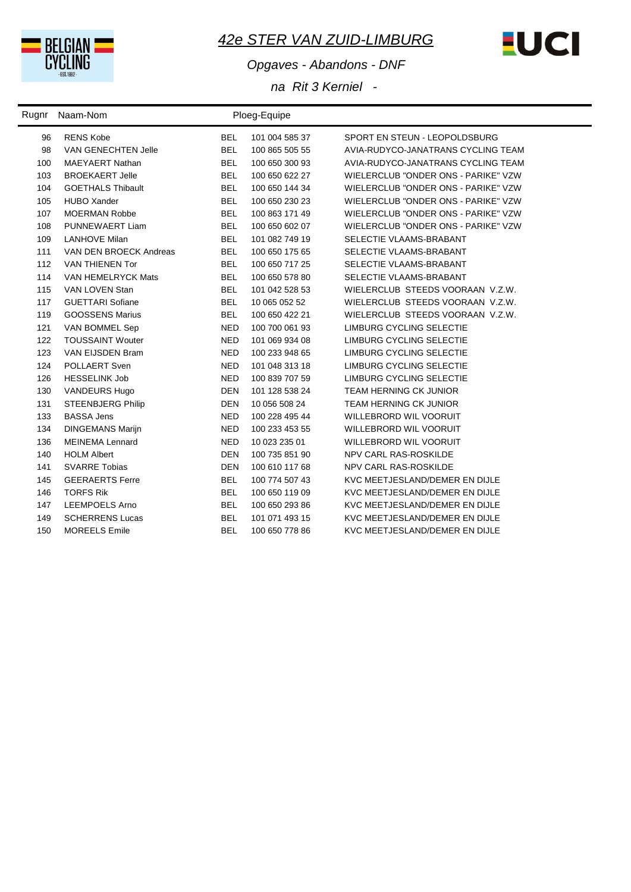# *42e STER VAN ZUID-LIMBURG*

*Opgaves - Abandons - DNF*

*na Rit 3 Kerniel -*

| Rugnr | Naam-Nom | Ploeg-Equipe | | |
|---|---|---|---|---|
| 96 | RENS Kobe | BEL | 101 004 585 37 | SPORT EN STEUN - LEOPOLDSBURG |
| 98 | VAN GENECHTEN Jelle | BEL | 100 865 505 55 | AVIA-RUDYCO-JANATRANS CYCLING TEAM |
| 100 | MAEYAERT Nathan | BEL | 100 650 300 93 | AVIA-RUDYCO-JANATRANS CYCLING TEAM |
| 103 | BROEKAERT Jelle | BEL | 100 650 622 27 | WIELERCLUB "ONDER ONS - PARIKE" VZW |
| 104 | GOETHALS Thibault | BEL | 100 650 144 34 | WIELERCLUB "ONDER ONS - PARIKE" VZW |
| 105 | HUBO Xander | BEL | 100 650 230 23 | WIELERCLUB "ONDER ONS - PARIKE" VZW |
| 107 | MOERMAN Robbe | BEL | 100 863 171 49 | WIELERCLUB "ONDER ONS - PARIKE" VZW |
| 108 | PUNNEWAERT Liam | BEL | 100 650 602 07 | WIELERCLUB "ONDER ONS - PARIKE" VZW |
| 109 | LANHOVE Milan | BEL | 101 082 749 19 | SELECTIE VLAAMS-BRABANT |
| 111 | VAN DEN BROECK Andreas | BEL | 100 650 175 65 | SELECTIE VLAAMS-BRABANT |
| 112 | VAN THIENEN Tor | BEL | 100 650 717 25 | SELECTIE VLAAMS-BRABANT |
| 114 | VAN HEMELRYCK Mats | BEL | 100 650 578 80 | SELECTIE VLAAMS-BRABANT |
| 115 | VAN LOVEN Stan | BEL | 101 042 528 53 | WIELERCLUB STEEDS VOORAAN V.Z.W. |
| 117 | GUETTARI Sofiane | BEL | 10 065 052 52 | WIELERCLUB STEEDS VOORAAN V.Z.W. |
| 119 | GOOSSENS Marius | BEL | 100 650 422 21 | WIELERCLUB STEEDS VOORAAN V.Z.W. |
| 121 | VAN BOMMEL Sep | NED | 100 700 061 93 | LIMBURG CYCLING SELECTIE |
| 122 | TOUSSAINT Wouter | NED | 101 069 934 08 | LIMBURG CYCLING SELECTIE |
| 123 | VAN EIJSDEN Bram | NED | 100 233 948 65 | LIMBURG CYCLING SELECTIE |
| 124 | POLLAERT Sven | NED | 101 048 313 18 | LIMBURG CYCLING SELECTIE |
| 126 | HESSELINK Job | NED | 100 839 707 59 | LIMBURG CYCLING SELECTIE |
| 130 | VANDEURS Hugo | DEN | 101 128 538 24 | TEAM HERNING CK JUNIOR |
| 131 | STEENBJERG Philip | DEN | 10 056 508 24 | TEAM HERNING CK JUNIOR |
| 133 | BASSA Jens | NED | 100 228 495 44 | WILLEBRORD WIL VOORUIT |
| 134 | DINGEMANS Marijn | NED | 100 233 453 55 | WILLEBRORD WIL VOORUIT |
| 136 | MEINEMA Lennard | NED | 10 023 235 01 | WILLEBRORD WIL VOORUIT |
| 140 | HOLM Albert | DEN | 100 735 851 90 | NPV CARL RAS-ROSKILDE |
| 141 | SVARRE Tobias | DEN | 100 610 117 68 | NPV CARL RAS-ROSKILDE |
| 145 | GEERAERTS Ferre | BEL | 100 774 507 43 | KVC MEETJESLAND/DEMER EN DIJLE |
| 146 | TORFS Rik | BEL | 100 650 119 09 | KVC MEETJESLAND/DEMER EN DIJLE |
| 147 | LEEMPOELS Arno | BEL | 100 650 293 86 | KVC MEETJESLAND/DEMER EN DIJLE |
| 149 | SCHERRENS Lucas | BEL | 101 071 493 15 | KVC MEETJESLAND/DEMER EN DIJLE |
| 150 | MOREELS Emile | BEL | 100 650 778 86 | KVC MEETJESLAND/DEMER EN DIJLE |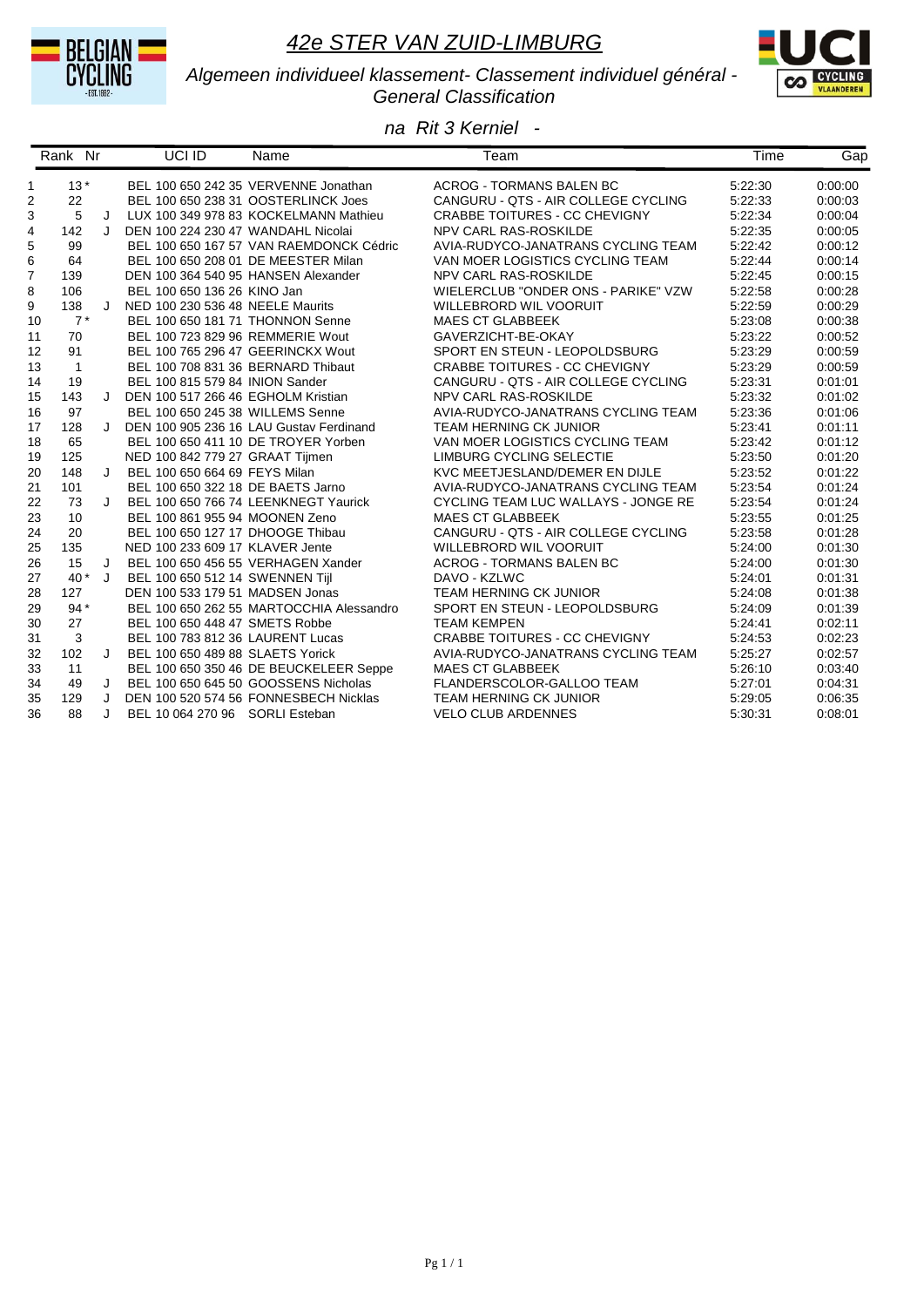# 42e STER VAN ZUID-LIMBURG

*Algemeen individueel klassement- Classement individuel général - General Classification*

*na Rit 3 Kerniel -*

| Rank | Nr | | UCI ID | Name | Team | Time | Gap |
|---|---|---|---|---|---|---|---|
| 1 | 13 * | | BEL 100 650 242 35 | VERVENNE Jonathan | ACROG - TORMANS BALEN BC | 5:22:30 | 0:00:00 |
| 2 | 22 | | BEL 100 650 238 31 | OOSTERLINCK Joes | CANGURU - QTS - AIR COLLEGE CYCLING | 5:22:33 | 0:00:03 |
| 3 | 5 | J | LUX 100 349 978 83 | KOCKELMANN Mathieu | CRABBE TOITURES - CC CHEVIGNY | 5:22:34 | 0:00:04 |
| 4 | 142 | J | DEN 100 224 230 47 | WANDAHL Nicolai | NPV CARL RAS-ROSKILDE | 5:22:35 | 0:00:05 |
| 5 | 99 | | BEL 100 650 167 57 | VAN RAEMDONCK Cédric | AVIA-RUDYCO-JANATRANS CYCLING TEAM | 5:22:42 | 0:00:12 |
| 6 | 64 | | BEL 100 650 208 01 | DE MEESTER Milan | VAN MOER LOGISTICS CYCLING TEAM | 5:22:44 | 0:00:14 |
| 7 | 139 | | DEN 100 364 540 95 | HANSEN Alexander | NPV CARL RAS-ROSKILDE | 5:22:45 | 0:00:15 |
| 8 | 106 | | BEL 100 650 136 26 | KINO Jan | WIELERCLUB "ONDER ONS - PARIKE" VZW | 5:22:58 | 0:00:28 |
| 9 | 138 | J | NED 100 230 536 48 | NEELE Maurits | WILLEBRORD WIL VOORUIT | 5:22:59 | 0:00:29 |
| 10 | 7 * | | BEL 100 650 181 71 | THONNON Senne | MAES CT GLABBEEK | 5:23:08 | 0:00:38 |
| 11 | 70 | | BEL 100 723 829 96 | REMMERIE Wout | GAVERZICHT-BE-OKAY | 5:23:22 | 0:00:52 |
| 12 | 91 | | BEL 100 765 296 47 | GEERINCKX Wout | SPORT EN STEUN - LEOPOLDSBURG | 5:23:29 | 0:00:59 |
| 13 | 1 | | BEL 100 708 831 36 | BERNARD Thibaut | CRABBE TOITURES - CC CHEVIGNY | 5:23:29 | 0:00:59 |
| 14 | 19 | | BEL 100 815 579 84 | INION Sander | CANGURU - QTS - AIR COLLEGE CYCLING | 5:23:31 | 0:01:01 |
| 15 | 143 | J | DEN 100 517 266 46 | EGHOLM Kristian | NPV CARL RAS-ROSKILDE | 5:23:32 | 0:01:02 |
| 16 | 97 | | BEL 100 650 245 38 | WILLEMS Senne | AVIA-RUDYCO-JANATRANS CYCLING TEAM | 5:23:36 | 0:01:06 |
| 17 | 128 | J | DEN 100 905 236 16 | LAU Gustav Ferdinand | TEAM HERNING CK JUNIOR | 5:23:41 | 0:01:11 |
| 18 | 65 | | BEL 100 650 411 10 | DE TROYER Yorben | VAN MOER LOGISTICS CYCLING TEAM | 5:23:42 | 0:01:12 |
| 19 | 125 | | NED 100 842 779 27 | GRAAT Tijmen | LIMBURG CYCLING SELECTIE | 5:23:50 | 0:01:20 |
| 20 | 148 | J | BEL 100 650 664 69 | FEYS Milan | KVC MEETJESLAND/DEMER EN DIJLE | 5:23:52 | 0:01:22 |
| 21 | 101 | | BEL 100 650 322 18 | DE BAETS Jarno | AVIA-RUDYCO-JANATRANS CYCLING TEAM | 5:23:54 | 0:01:24 |
| 22 | 73 | J | BEL 100 650 766 74 | LEENKNEGT Yaurick | CYCLING TEAM LUC WALLAYS - JONGE RE | 5:23:54 | 0:01:24 |
| 23 | 10 | | BEL 100 861 955 94 | MOONEN Zeno | MAES CT GLABBEEK | 5:23:55 | 0:01:25 |
| 24 | 20 | | BEL 100 650 127 17 | DHOOGE Thibau | CANGURU - QTS - AIR COLLEGE CYCLING | 5:23:58 | 0:01:28 |
| 25 | 135 | | NED 100 233 609 17 | KLAVER Jente | WILLEBRORD WIL VOORUIT | 5:24:00 | 0:01:30 |
| 26 | 15 | J | BEL 100 650 456 55 | VERHAGEN Xander | ACROG - TORMANS BALEN BC | 5:24:00 | 0:01:30 |
| 27 | 40 * | J | BEL 100 650 512 14 | SWENNEN Tijl | DAVO - KZLWC | 5:24:01 | 0:01:31 |
| 28 | 127 | | DEN 100 533 179 51 | MADSEN Jonas | TEAM HERNING CK JUNIOR | 5:24:08 | 0:01:38 |
| 29 | 94 * | | BEL 100 650 262 55 | MARTOCCHIA Alessandro | SPORT EN STEUN - LEOPOLDSBURG | 5:24:09 | 0:01:39 |
| 30 | 27 | | BEL 100 650 448 47 | SMETS Robbe | TEAM KEMPEN | 5:24:41 | 0:02:11 |
| 31 | 3 | | BEL 100 783 812 36 | LAURENT Lucas | CRABBE TOITURES - CC CHEVIGNY | 5:24:53 | 0:02:23 |
| 32 | 102 | J | BEL 100 650 489 88 | SLAETS Yorick | AVIA-RUDYCO-JANATRANS CYCLING TEAM | 5:25:27 | 0:02:57 |
| 33 | 11 | | BEL 100 650 350 46 | DE BEUCKELEER Seppe | MAES CT GLABBEEK | 5:26:10 | 0:03:40 |
| 34 | 49 | J | BEL 100 650 645 50 | GOOSSENS Nicholas | FLANDERSCOLOR-GALLOO TEAM | 5:27:01 | 0:04:31 |
| 35 | 129 | J | DEN 100 520 574 56 | FONNESBECH Nicklas | TEAM HERNING CK JUNIOR | 5:29:05 | 0:06:35 |
| 36 | 88 | J | BEL 10 064 270 96 | SORLI Esteban | VELO CLUB ARDENNES | 5:30:31 | 0:08:01 |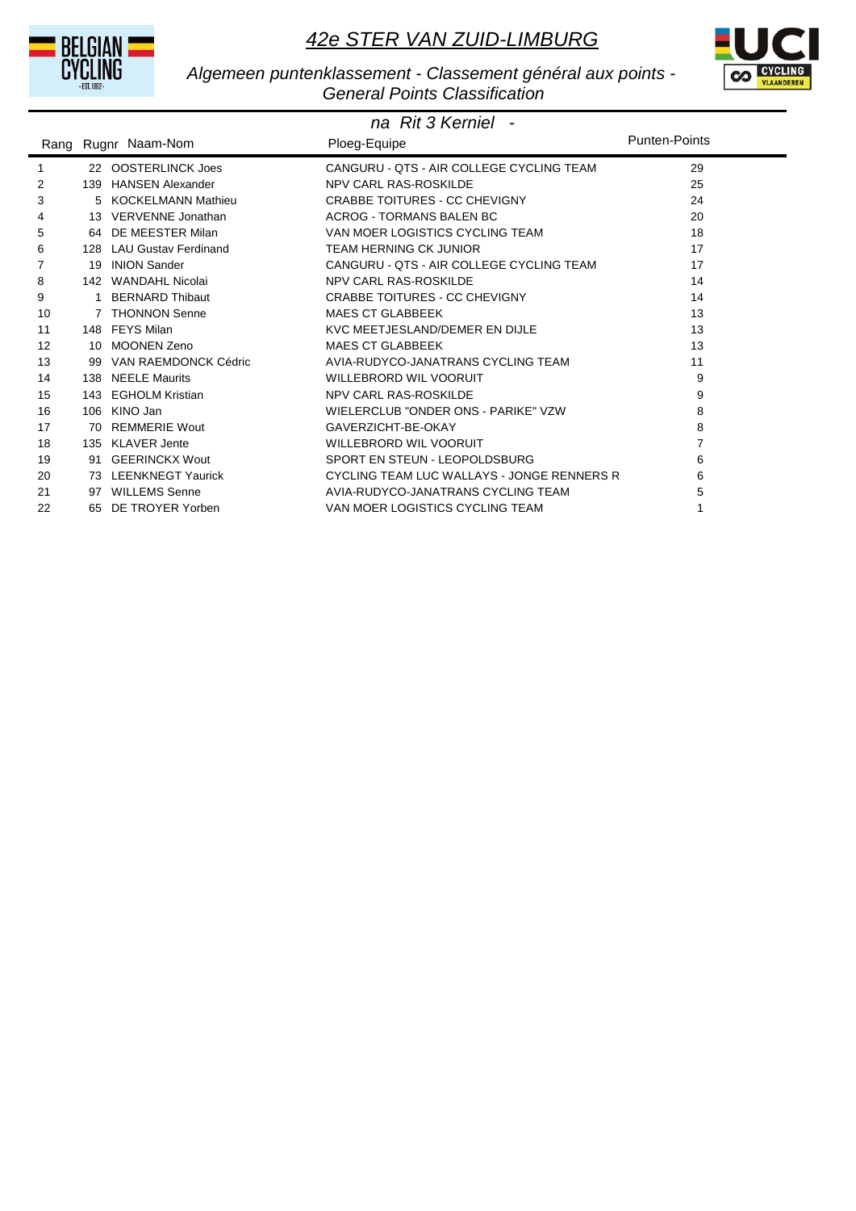# 42e STER VAN ZUID-LIMBURG

*Algemeen puntenklassement - Classement général aux points - General Points Classification*

*na Rit 3 Kerniel -*

| Rang | Rugnr | Naam-Nom | Ploeg-Equipe | Punten-Points |
|---|---|---|---|---|
| 1 | 22 | OOSTERLINCK Joes | CANGURU - QTS - AIR COLLEGE CYCLING TEAM | 29 |
| 2 | 139 | HANSEN Alexander | NPV CARL RAS-ROSKILDE | 25 |
| 3 | 5 | KOCKELMANN Mathieu | CRABBE TOITURES - CC CHEVIGNY | 24 |
| 4 | 13 | VERVENNE Jonathan | ACROG - TORMANS BALEN BC | 20 |
| 5 | 64 | DE MEESTER Milan | VAN MOER LOGISTICS CYCLING TEAM | 18 |
| 6 | 128 | LAU Gustav Ferdinand | TEAM HERNING CK JUNIOR | 17 |
| 7 | 19 | INION Sander | CANGURU - QTS - AIR COLLEGE CYCLING TEAM | 17 |
| 8 | 142 | WANDAHL Nicolai | NPV CARL RAS-ROSKILDE | 14 |
| 9 | 1 | BERNARD Thibaut | CRABBE TOITURES - CC CHEVIGNY | 14 |
| 10 | 7 | THONNON Senne | MAES CT GLABBEEK | 13 |
| 11 | 148 | FEYS Milan | KVC MEETJESLAND/DEMER EN DIJLE | 13 |
| 12 | 10 | MOONEN Zeno | MAES CT GLABBEEK | 13 |
| 13 | 99 | VAN RAEMDONCK Cédric | AVIA-RUDYCO-JANATRANS CYCLING TEAM | 11 |
| 14 | 138 | NEELE Maurits | WILLEBRORD WIL VOORUIT | 9 |
| 15 | 143 | EGHOLM Kristian | NPV CARL RAS-ROSKILDE | 9 |
| 16 | 106 | KINO Jan | WIELERCLUB "ONDER ONS - PARIKE" VZW | 8 |
| 17 | 70 | REMMERIE Wout | GAVERZICHT-BE-OKAY | 8 |
| 18 | 135 | KLAVER Jente | WILLEBRORD WIL VOORUIT | 7 |
| 19 | 91 | GEERINCKX Wout | SPORT EN STEUN - LEOPOLDSBURG | 6 |
| 20 | 73 | LEENKNEGT Yaurick | CYCLING TEAM LUC WALLAYS - JONGE RENNERS R | 6 |
| 21 | 97 | WILLEMS Senne | AVIA-RUDYCO-JANATRANS CYCLING TEAM | 5 |
| 22 | 65 | DE TROYER Yorben | VAN MOER LOGISTICS CYCLING TEAM | 1 |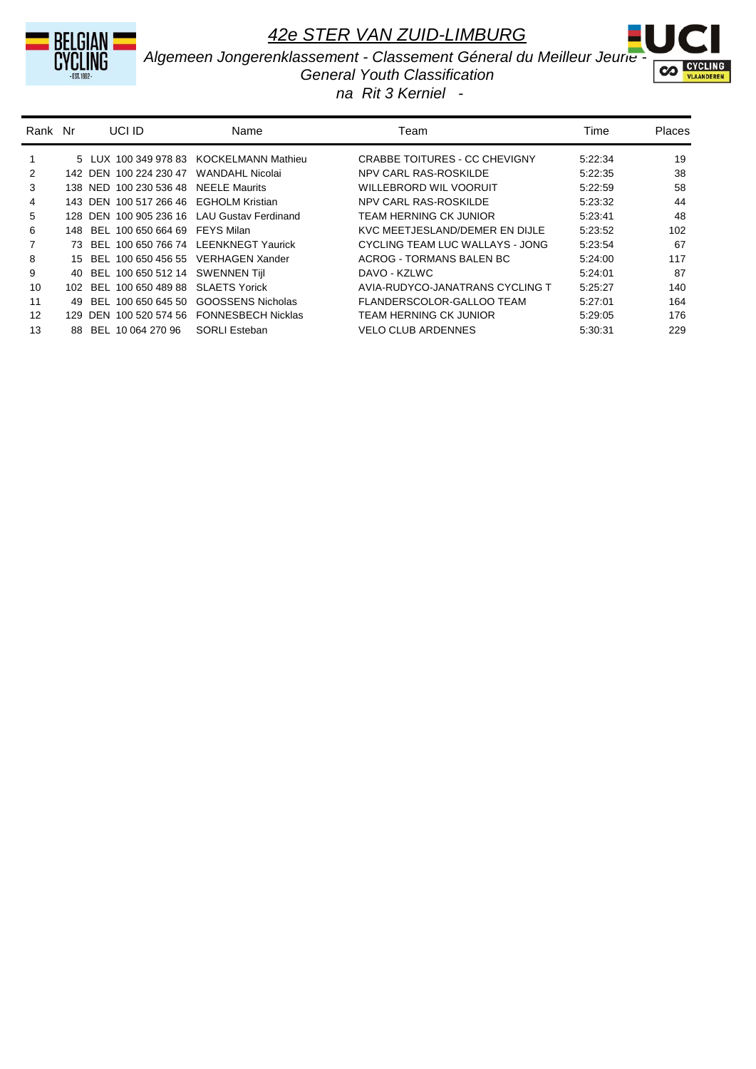# 42e STER VAN ZUID-LIMBURG

*Algemeen Jongerenklassement - Classement Géneral du Meilleur Jeune - General Youth Classification*

*na Rit 3 Kerniel -*

| Rank | Nr | | UCI ID | Name | Team | Time | Places |
|---|---|---|---|---|---|---|---|
| 1 | 5 | LUX | 100 349 978 83 | KOCKELMANN Mathieu | CRABBE TOITURES - CC CHEVIGNY | 5:22:34 | 19 |
| 2 | 142 | DEN | 100 224 230 47 | WANDAHL Nicolai | NPV CARL RAS-ROSKILDE | 5:22:35 | 38 |
| 3 | 138 | NED | 100 230 536 48 | NEELE Maurits | WILLEBRORD WIL VOORUIT | 5:22:59 | 58 |
| 4 | 143 | DEN | 100 517 266 46 | EGHOLM Kristian | NPV CARL RAS-ROSKILDE | 5:23:32 | 44 |
| 5 | 128 | DEN | 100 905 236 16 | LAU Gustav Ferdinand | TEAM HERNING CK JUNIOR | 5:23:41 | 48 |
| 6 | 148 | BEL | 100 650 664 69 | FEYS Milan | KVC MEETJESLAND/DEMER EN DIJLE | 5:23:52 | 102 |
| 7 | 73 | BEL | 100 650 766 74 | LEENKNEGT Yaurick | CYCLING TEAM LUC WALLAYS - JONG | 5:23:54 | 67 |
| 8 | 15 | BEL | 100 650 456 55 | VERHAGEN Xander | ACROG - TORMANS BALEN BC | 5:24:00 | 117 |
| 9 | 40 | BEL | 100 650 512 14 | SWENNEN Tijl | DAVO - KZLWC | 5:24:01 | 87 |
| 10 | 102 | BEL | 100 650 489 88 | SLAETS Yorick | AVIA-RUDYCO-JANATRANS CYCLING T | 5:25:27 | 140 |
| 11 | 49 | BEL | 100 650 645 50 | GOOSSENS Nicholas | FLANDERSCOLOR-GALLOO TEAM | 5:27:01 | 164 |
| 12 | 129 | DEN | 100 520 574 56 | FONNESBECH Nicklas | TEAM HERNING CK JUNIOR | 5:29:05 | 176 |
| 13 | 88 | BEL | 10 064 270 96 | SORLI Esteban | VELO CLUB ARDENNES | 5:30:31 | 229 |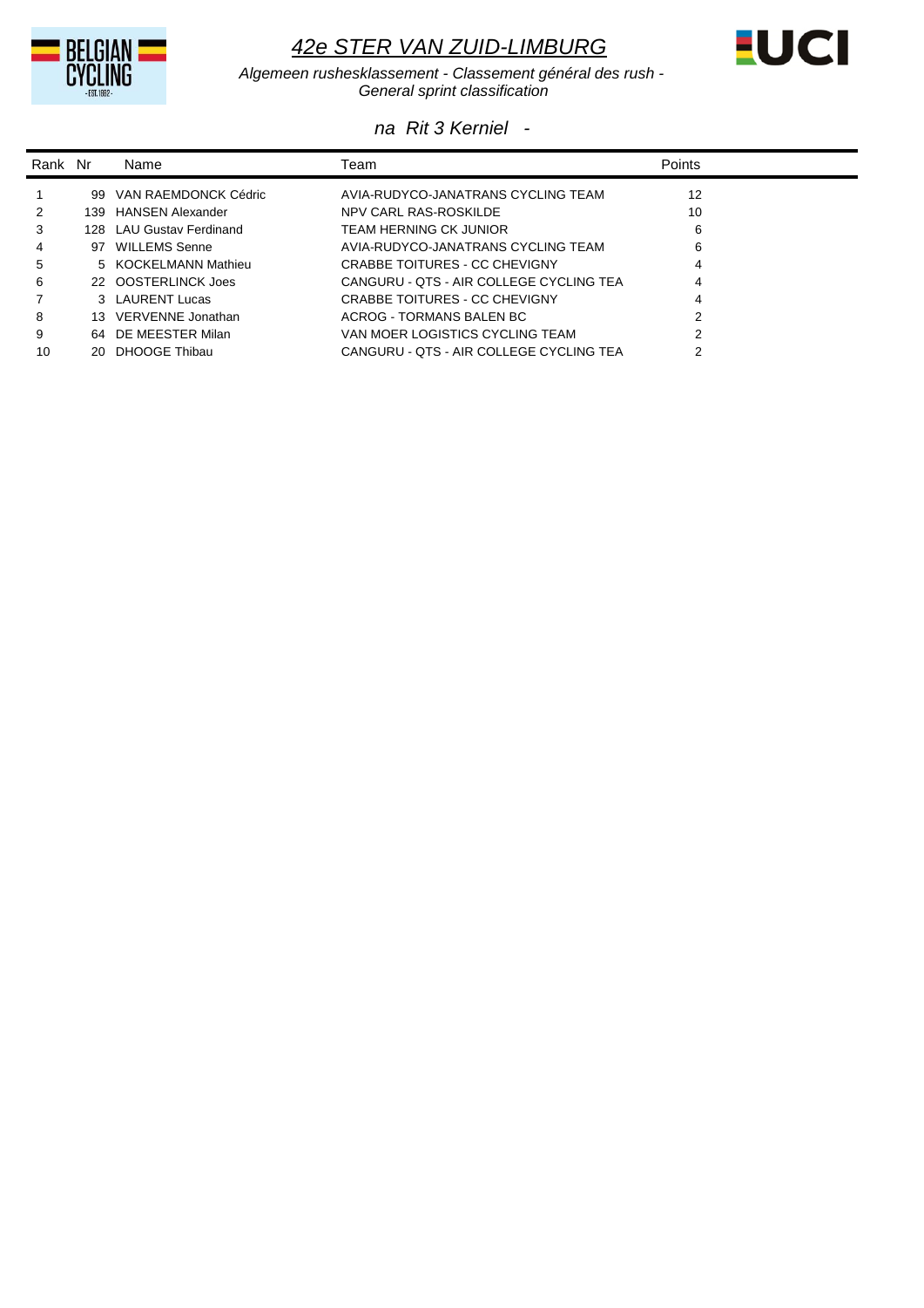# 42e STER VAN ZUID-LIMBURG

*Algemeen rushesklassement - Classement général des rush - General sprint classification*

*na Rit 3 Kerniel -*

| Rank | Nr | Name | Team | Points |
|---|---|---|---|---|
| 1 | 99 | VAN RAEMDONCK Cédric | AVIA-RUDYCO-JANATRANS CYCLING TEAM | 12 |
| 2 | 139 | HANSEN Alexander | NPV CARL RAS-ROSKILDE | 10 |
| 3 | 128 | LAU Gustav Ferdinand | TEAM HERNING CK JUNIOR | 6 |
| 4 | 97 | WILLEMS Senne | AVIA-RUDYCO-JANATRANS CYCLING TEAM | 6 |
| 5 | 5 | KOCKELMANN Mathieu | CRABBE TOITURES - CC CHEVIGNY | 4 |
| 6 | 22 | OOSTERLINCK Joes | CANGURU - QTS - AIR COLLEGE CYCLING TEA | 4 |
| 7 | 3 | LAURENT Lucas | CRABBE TOITURES - CC CHEVIGNY | 4 |
| 8 | 13 | VERVENNE Jonathan | ACROG - TORMANS BALEN BC | 2 |
| 9 | 64 | DE MEESTER Milan | VAN MOER LOGISTICS CYCLING TEAM | 2 |
| 10 | 20 | DHOOGE Thibau | CANGURU - QTS - AIR COLLEGE CYCLING TEA | 2 |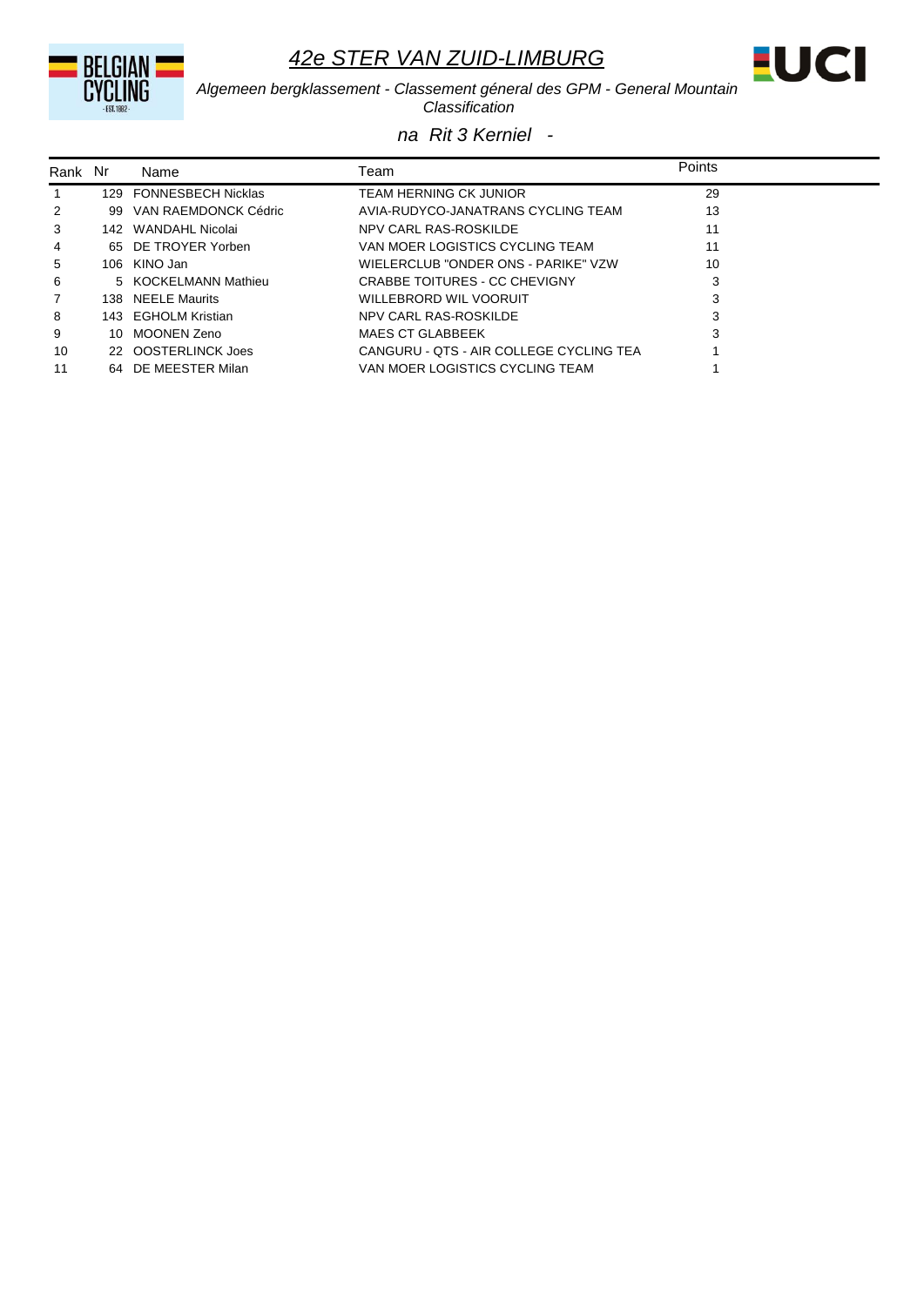# *42e STER VAN ZUID-LIMBURG*

*Algemeen bergklassement - Classement géneral des GPM - General Mountain Classification*

*na Rit 3 Kerniel -*

| Rank | Nr | Name | Team | Points |
|---|---|---|---|---|
| 1 | 129 | FONNESBECH Nicklas | TEAM HERNING CK JUNIOR | 29 |
| 2 | 99 | VAN RAEMDONCK Cédric | AVIA-RUDYCO-JANATRANS CYCLING TEAM | 13 |
| 3 | 142 | WANDAHL Nicolai | NPV CARL RAS-ROSKILDE | 11 |
| 4 | 65 | DE TROYER Yorben | VAN MOER LOGISTICS CYCLING TEAM | 11 |
| 5 | 106 | KINO Jan | WIELERCLUB "ONDER ONS - PARIKE" VZW | 10 |
| 6 | 5 | KOCKELMANN Mathieu | CRABBE TOITURES - CC CHEVIGNY | 3 |
| 7 | 138 | NEELE Maurits | WILLEBRORD WIL VOORUIT | 3 |
| 8 | 143 | EGHOLM Kristian | NPV CARL RAS-ROSKILDE | 3 |
| 9 | 10 | MOONEN Zeno | MAES CT GLABBEEK | 3 |
| 10 | 22 | OOSTERLINCK Joes | CANGURU - QTS - AIR COLLEGE CYCLING TEA | 1 |
| 11 | 64 | DE MEESTER Milan | VAN MOER LOGISTICS CYCLING TEAM | 1 |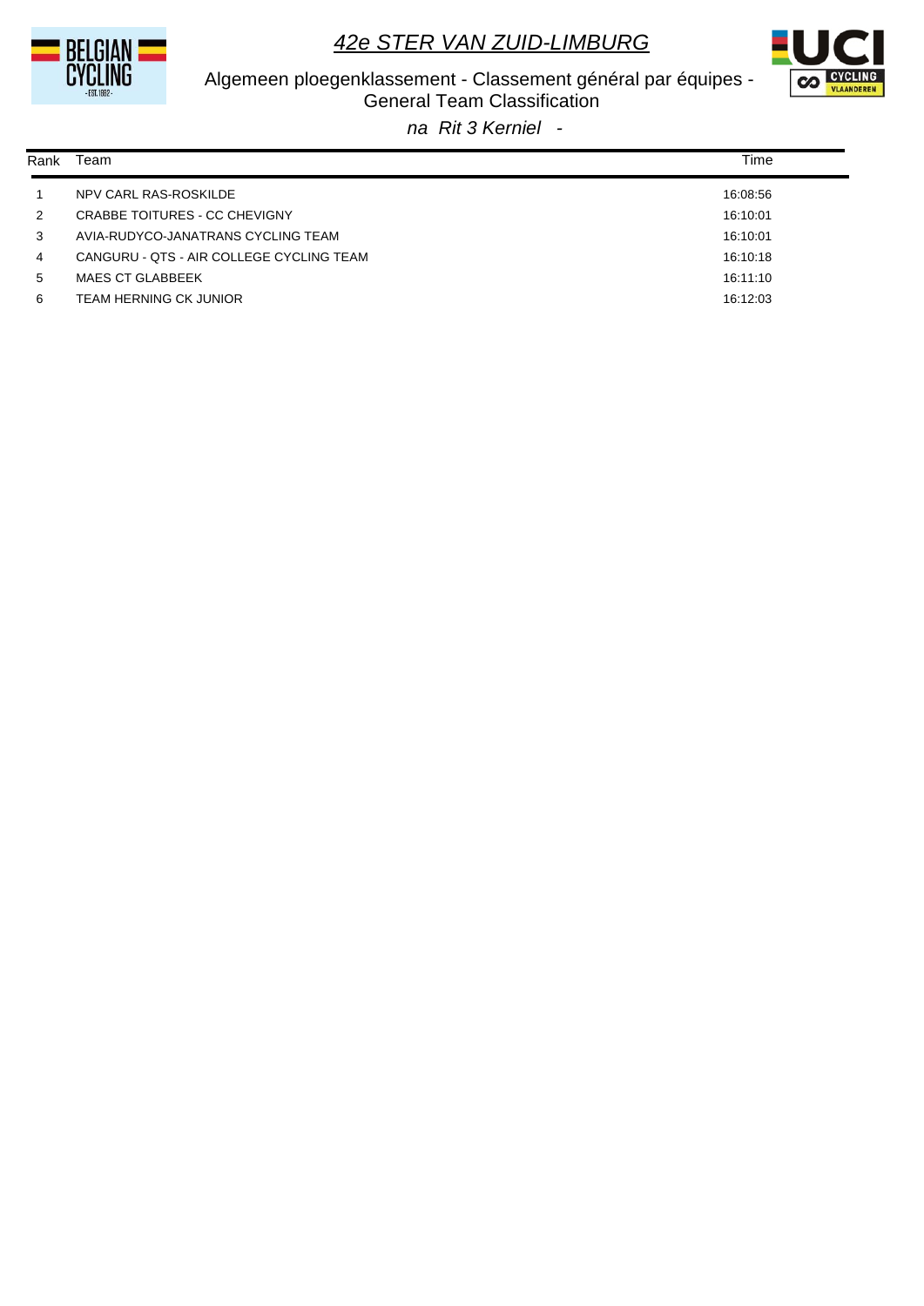# *42e STER VAN ZUID-LIMBURG*

## Algemeen ploegenklassement - Classement général par équipes - General Team Classification

*na Rit 3 Kerniel -*

| Rank | Team | Time |
|---|---|---|
| 1 | NPV CARL RAS-ROSKILDE | 16:08:56 |
| 2 | CRABBE TOITURES - CC CHEVIGNY | 16:10:01 |
| 3 | AVIA-RUDYCO-JANATRANS CYCLING TEAM | 16:10:01 |
| 4 | CANGURU - QTS - AIR COLLEGE CYCLING TEAM | 16:10:18 |
| 5 | MAES CT GLABBEEK | 16:11:10 |
| 6 | TEAM HERNING CK JUNIOR | 16:12:03 |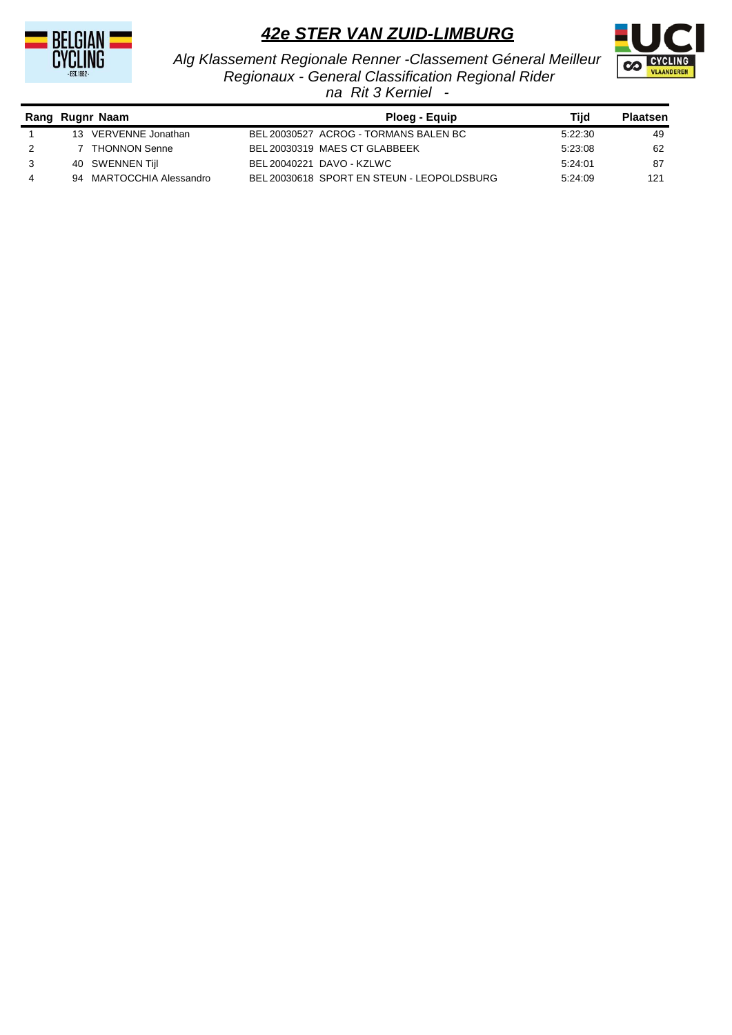# *42e STER VAN ZUID-LIMBURG*

*Alg Klassement Regionale Renner -Classement Géneral Meilleur Regionaux - General Classification Regional Rider*
*na Rit 3 Kerniel -*

| Rang | Rugnr | Naam | Ploeg - Equip | Tijd | Plaatsen |
|---|---|---|---|---|---|
| 1 | 13 | VERVENNE Jonathan | BEL 20030527 ACROG - TORMANS BALEN BC | 5:22:30 | 49 |
| 2 | 7 | THONNON Senne | BEL 20030319 MAES CT GLABBEEK | 5:23:08 | 62 |
| 3 | 40 | SWENNEN Tijl | BEL 20040221 DAVO - KZLWC | 5:24:01 | 87 |
| 4 | 94 | MARTOCCHIA Alessandro | BEL 20030618 SPORT EN STEUN - LEOPOLDSBURG | 5:24:09 | 121 |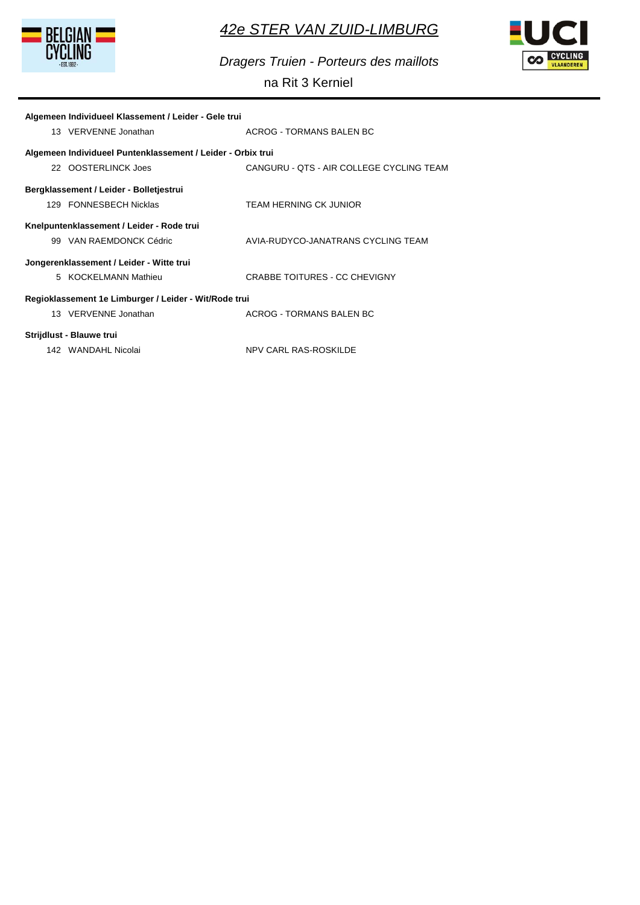# *42e STER VAN ZUID-LIMBURG*

*Dragers Truien - Porteurs des maillots*

na Rit 3 Kerniel

**Algemeen Individueel Klassement / Leider - Gele trui**

| | | |
|---|---|---|
| 13 | VERVENNE Jonathan | ACROG - TORMANS BALEN BC |

**Algemeen Individueel Puntenklassement / Leider - Orbix trui**

| | | |
|---|---|---|
| 22 | OOSTERLINCK Joes | CANGURU - QTS - AIR COLLEGE CYCLING TEAM |

**Bergklassement / Leider - Bolletjestrui**

| | | |
|---|---|---|
| 129 | FONNESBECH Nicklas | TEAM HERNING CK JUNIOR |

**Knelpuntenklassement / Leider - Rode trui**

| | | |
|---|---|---|
| 99 | VAN RAEMDONCK Cédric | AVIA-RUDYCO-JANATRANS CYCLING TEAM |

**Jongerenklassement / Leider - Witte trui**

| | | |
|---|---|---|
| 5 | KOCKELMANN Mathieu | CRABBE TOITURES - CC CHEVIGNY |

**Regioklassement 1e Limburger / Leider - Wit/Rode trui**

| | | |
|---|---|---|
| 13 | VERVENNE Jonathan | ACROG - TORMANS BALEN BC |

**Strijdlust - Blauwe trui**

| | | |
|---|---|---|
| 142 | WANDAHL Nicolai | NPV CARL RAS-ROSKILDE |